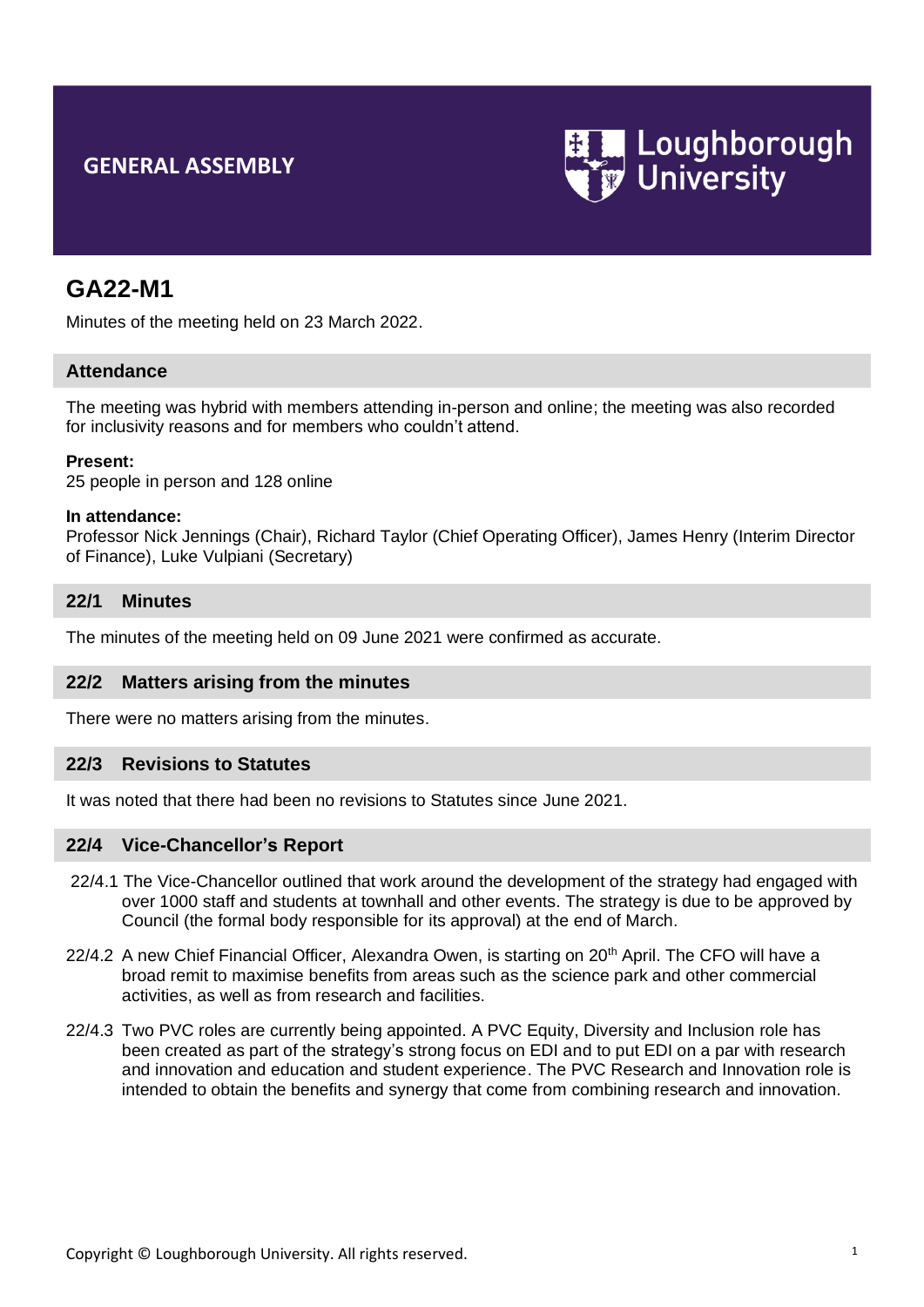# GENERAL ASSEMBLY

Loughborough University

## GA22-M1

Minutes of the meeting held on 23 March 2022.

### Attendance

The meeting was hybrid with members attending in-person and online; the meeting was also recorded for inclusivity reasons and for members who couldn't attend.

**Present:**
25 people in person and 128 online

**In attendance:**
Professor Nick Jennings (Chair), Richard Taylor (Chief Operating Officer), James Henry (Interim Director of Finance), Luke Vulpiani (Secretary)

### 22/1 Minutes

The minutes of the meeting held on 09 June 2021 were confirmed as accurate.

### 22/2 Matters arising from the minutes

There were no matters arising from the minutes.

### 22/3 Revisions to Statutes

It was noted that there had been no revisions to Statutes since June 2021.

### 22/4 Vice-Chancellor's Report

22/4.1 The Vice-Chancellor outlined that work around the development of the strategy had engaged with over 1000 staff and students at townhall and other events. The strategy is due to be approved by Council (the formal body responsible for its approval) at the end of March.

22/4.2 A new Chief Financial Officer, Alexandra Owen, is starting on 20th April. The CFO will have a broad remit to maximise benefits from areas such as the science park and other commercial activities, as well as from research and facilities.

22/4.3 Two PVC roles are currently being appointed. A PVC Equity, Diversity and Inclusion role has been created as part of the strategy's strong focus on EDI and to put EDI on a par with research and innovation and education and student experience. The PVC Research and Innovation role is intended to obtain the benefits and synergy that come from combining research and innovation.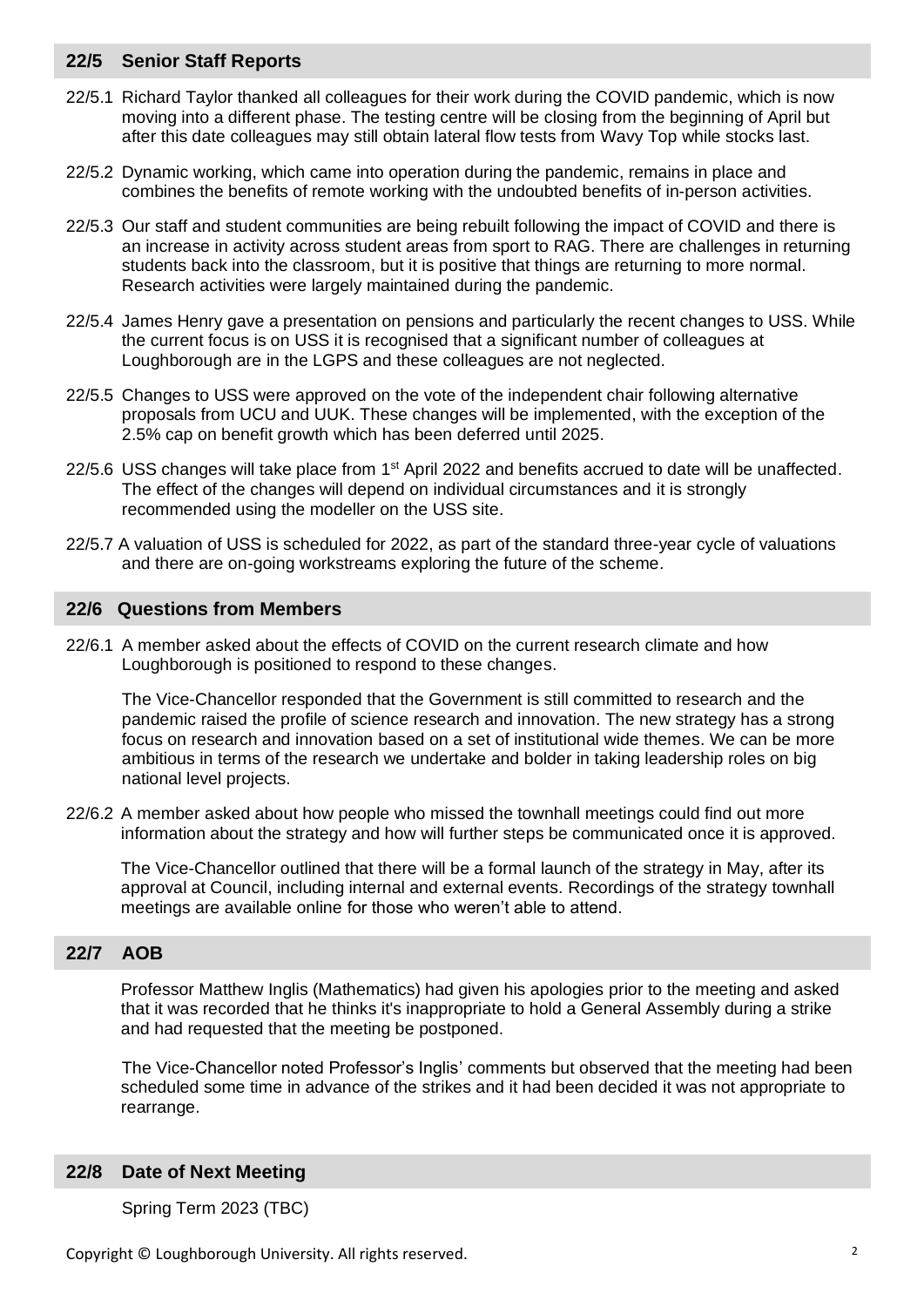## 22/5 Senior Staff Reports

22/5.1 Richard Taylor thanked all colleagues for their work during the COVID pandemic, which is now moving into a different phase. The testing centre will be closing from the beginning of April but after this date colleagues may still obtain lateral flow tests from Wavy Top while stocks last.

22/5.2 Dynamic working, which came into operation during the pandemic, remains in place and combines the benefits of remote working with the undoubted benefits of in-person activities.

22/5.3 Our staff and student communities are being rebuilt following the impact of COVID and there is an increase in activity across student areas from sport to RAG. There are challenges in returning students back into the classroom, but it is positive that things are returning to more normal. Research activities were largely maintained during the pandemic.

22/5.4 James Henry gave a presentation on pensions and particularly the recent changes to USS. While the current focus is on USS it is recognised that a significant number of colleagues at Loughborough are in the LGPS and these colleagues are not neglected.

22/5.5 Changes to USS were approved on the vote of the independent chair following alternative proposals from UCU and UUK. These changes will be implemented, with the exception of the 2.5% cap on benefit growth which has been deferred until 2025.

22/5.6 USS changes will take place from 1st April 2022 and benefits accrued to date will be unaffected. The effect of the changes will depend on individual circumstances and it is strongly recommended using the modeller on the USS site.

22/5.7 A valuation of USS is scheduled for 2022, as part of the standard three-year cycle of valuations and there are on-going workstreams exploring the future of the scheme.

## 22/6 Questions from Members

22/6.1 A member asked about the effects of COVID on the current research climate and how Loughborough is positioned to respond to these changes.

The Vice-Chancellor responded that the Government is still committed to research and the pandemic raised the profile of science research and innovation. The new strategy has a strong focus on research and innovation based on a set of institutional wide themes. We can be more ambitious in terms of the research we undertake and bolder in taking leadership roles on big national level projects.

22/6.2 A member asked about how people who missed the townhall meetings could find out more information about the strategy and how will further steps be communicated once it is approved.

The Vice-Chancellor outlined that there will be a formal launch of the strategy in May, after its approval at Council, including internal and external events. Recordings of the strategy townhall meetings are available online for those who weren't able to attend.

## 22/7 AOB

Professor Matthew Inglis (Mathematics) had given his apologies prior to the meeting and asked that it was recorded that he thinks it's inappropriate to hold a General Assembly during a strike and had requested that the meeting be postponed.

The Vice-Chancellor noted Professor's Inglis' comments but observed that the meeting had been scheduled some time in advance of the strikes and it had been decided it was not appropriate to rearrange.

## 22/8 Date of Next Meeting

Spring Term 2023 (TBC)

Copyright © Loughborough University. All rights reserved.